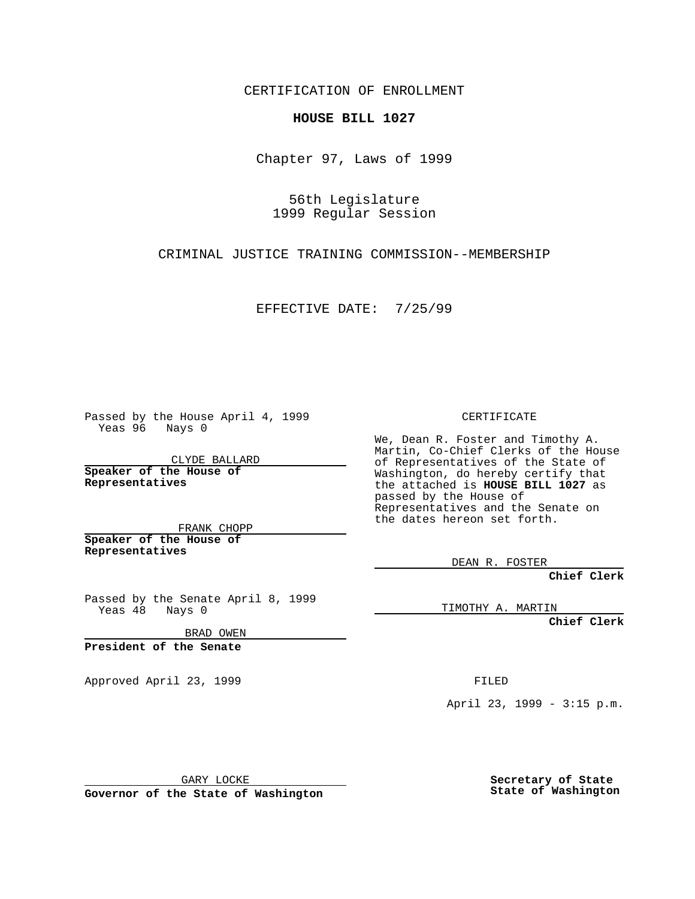CERTIFICATION OF ENROLLMENT

**HOUSE BILL 1027**

Chapter 97, Laws of 1999

56th Legislature
1999 Regular Session

CRIMINAL JUSTICE TRAINING COMMISSION--MEMBERSHIP

EFFECTIVE DATE: 7/25/99

Passed by the House April 4, 1999
Yeas 96 Nays 0

CLYDE BALLARD

**Speaker of the House of Representatives**

FRANK CHOPP

**Speaker of the House of Representatives**

Passed by the Senate April 8, 1999
Yeas 48 Nays 0

BRAD OWEN

**President of the Senate**

Approved April 23, 1999

GARY LOCKE

**Governor of the State of Washington**

CERTIFICATE

We, Dean R. Foster and Timothy A. Martin, Co-Chief Clerks of the House of Representatives of the State of Washington, do hereby certify that the attached is **HOUSE BILL 1027** as passed by the House of Representatives and the Senate on the dates hereon set forth.

DEAN R. FOSTER

**Chief Clerk**

TIMOTHY A. MARTIN

**Chief Clerk**

FILED

April 23, 1999 - 3:15 p.m.

**Secretary of State**
**State of Washington**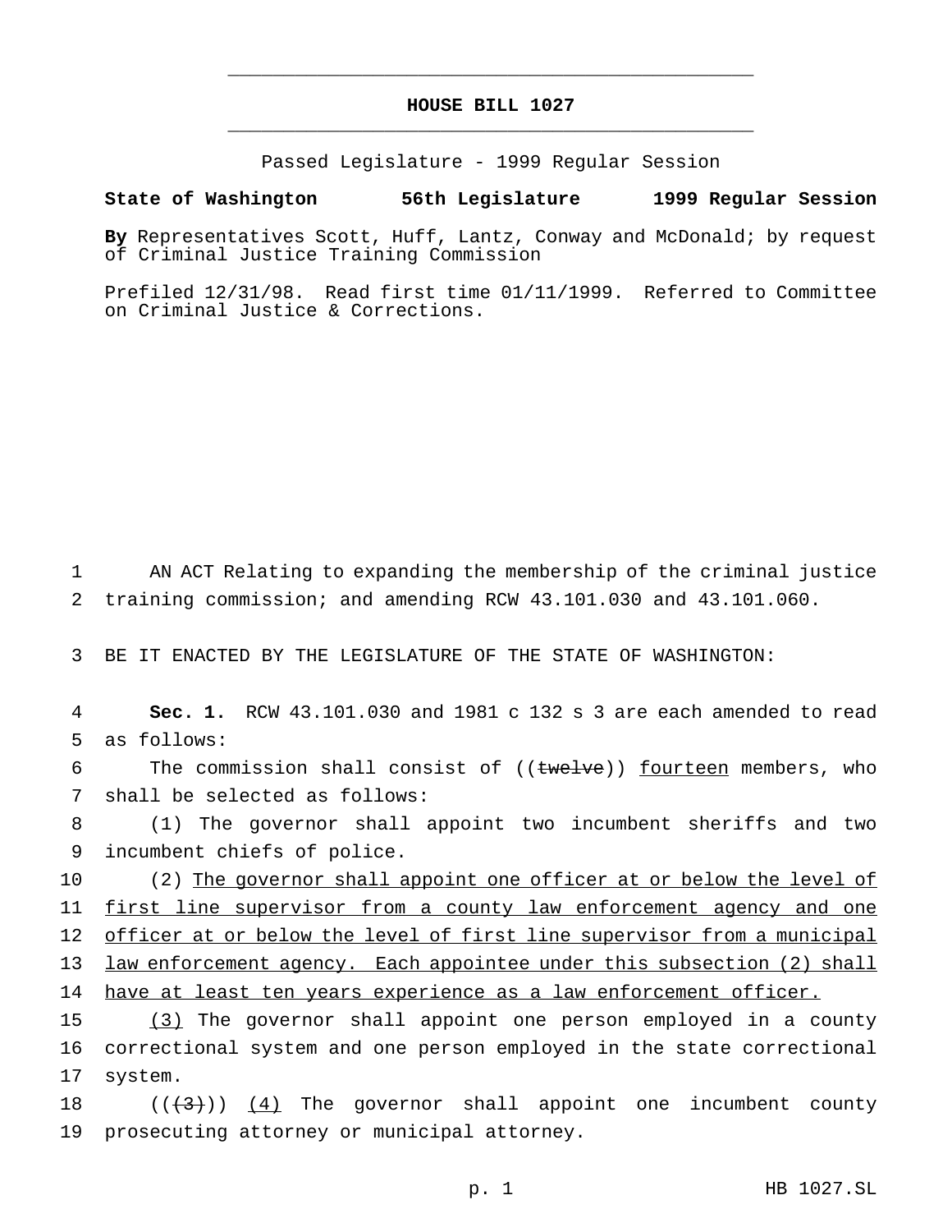# HOUSE BILL 1027

Passed Legislature - 1999 Regular Session

**State of Washington 56th Legislature 1999 Regular Session**

**By** Representatives Scott, Huff, Lantz, Conway and McDonald; by request of Criminal Justice Training Commission

Prefiled 12/31/98. Read first time 01/11/1999. Referred to Committee on Criminal Justice & Corrections.

1 AN ACT Relating to expanding the membership of the criminal justice
2 training commission; and amending RCW 43.101.030 and 43.101.060.

3 BE IT ENACTED BY THE LEGISLATURE OF THE STATE OF WASHINGTON:

4 **Sec. 1.** RCW 43.101.030 and 1981 c 132 s 3 are each amended to read
5 as follows:

6 The commission shall consist of ((~~twelve~~)) <u>fourteen</u> members, who
7 shall be selected as follows:

8 (1) The governor shall appoint two incumbent sheriffs and two
9 incumbent chiefs of police.

10 (2) <u>The governor shall appoint one officer at or below the level of</u>
11 <u>first line supervisor from a county law enforcement agency and one</u>
12 <u>officer at or below the level of first line supervisor from a municipal</u>
13 <u>law enforcement agency. Each appointee under this subsection (2) shall</u>
14 <u>have at least ten years experience as a law enforcement officer.</u>

15 <u>(3)</u> The governor shall appoint one person employed in a county
16 correctional system and one person employed in the state correctional
17 system.

18 ((~~(3)~~)) <u>(4)</u> The governor shall appoint one incumbent county
19 prosecuting attorney or municipal attorney.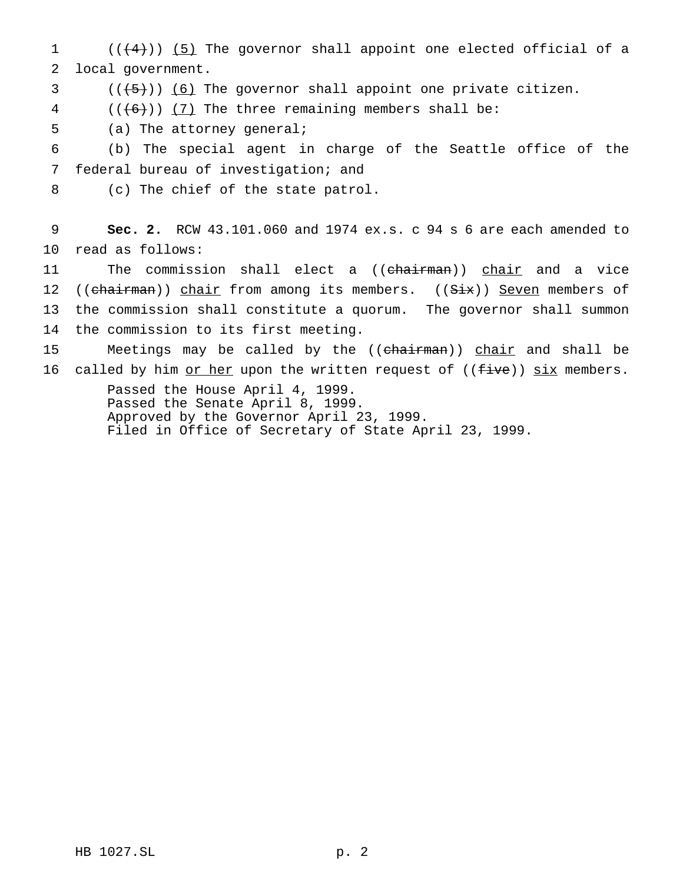((~~(4)~~)) <u>(5)</u> The governor shall appoint one elected official of a local government.

((~~(5)~~)) <u>(6)</u> The governor shall appoint one private citizen.

((~~(6)~~)) <u>(7)</u> The three remaining members shall be:

(a) The attorney general;

(b) The special agent in charge of the Seattle office of the federal bureau of investigation; and

(c) The chief of the state patrol.

**Sec. 2.** RCW 43.101.060 and 1974 ex.s. c 94 s 6 are each amended to read as follows:

The commission shall elect a ((~~chairman~~)) <u>chair</u> and a vice ((~~chairman~~)) <u>chair</u> from among its members. ((~~Six~~)) <u>Seven</u> members of the commission shall constitute a quorum. The governor shall summon the commission to its first meeting.

Meetings may be called by the ((~~chairman~~)) <u>chair</u> and shall be called by him <u>or her</u> upon the written request of ((~~five~~)) <u>six</u> members.

Passed the House April 4, 1999.
Passed the Senate April 8, 1999.
Approved by the Governor April 23, 1999.
Filed in Office of Secretary of State April 23, 1999.